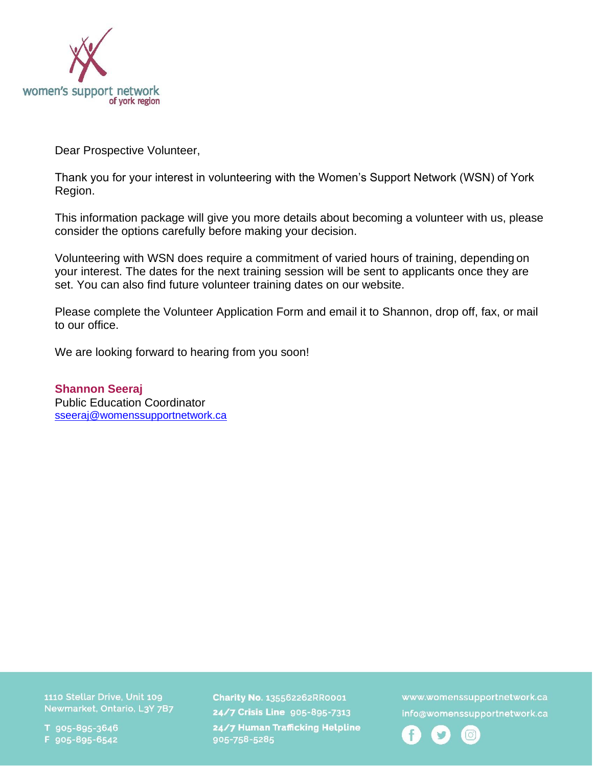women's support network
of york region

Dear Prospective Volunteer,

Thank you for your interest in volunteering with the Women's Support Network (WSN) of York Region.

This information package will give you more details about becoming a volunteer with us, please consider the options carefully before making your decision.

Volunteering with WSN does require a commitment of varied hours of training, depending on your interest. The dates for the next training session will be sent to applicants once they are set. You can also find future volunteer training dates on our website.

Please complete the Volunteer Application Form and email it to Shannon, drop off, fax, or mail to our office.

We are looking forward to hearing from you soon!

**Shannon Seeraj**
Public Education Coordinator
sseeraj@womenssupportnetwork.ca

1110 Stellar Drive, Unit 109
Newmarket, Ontario, L3Y 7B7

T 905-895-3646
F 905-895-6542

**Charity No.** 135562262RR0001
**24/7 Crisis Line** 905-895-7313
**24/7 Human Trafficking Helpline** 905-758-5285

www.womenssupportnetwork.ca
info@womenssupportnetwork.ca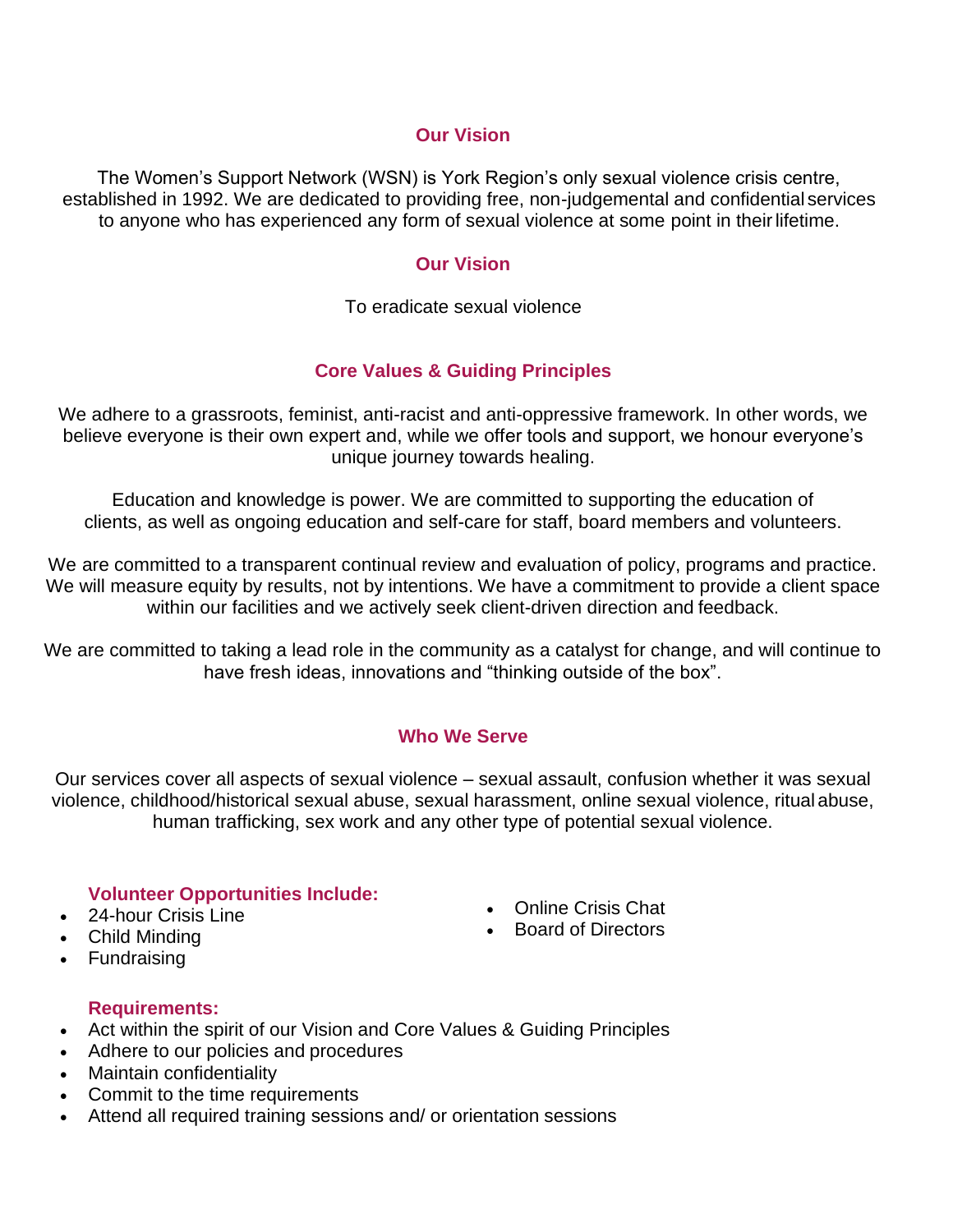## Our Vision

The Women's Support Network (WSN) is York Region's only sexual violence crisis centre, established in 1992. We are dedicated to providing free, non-judgemental and confidential services to anyone who has experienced any form of sexual violence at some point in their lifetime.

## Our Vision

To eradicate sexual violence

## Core Values & Guiding Principles

We adhere to a grassroots, feminist, anti-racist and anti-oppressive framework. In other words, we believe everyone is their own expert and, while we offer tools and support, we honour everyone's unique journey towards healing.

Education and knowledge is power. We are committed to supporting the education of clients, as well as ongoing education and self-care for staff, board members and volunteers.

We are committed to a transparent continual review and evaluation of policy, programs and practice. We will measure equity by results, not by intentions. We have a commitment to provide a client space within our facilities and we actively seek client-driven direction and feedback.

We are committed to taking a lead role in the community as a catalyst for change, and will continue to have fresh ideas, innovations and "thinking outside of the box".

## Who We Serve

Our services cover all aspects of sexual violence – sexual assault, confusion whether it was sexual violence, childhood/historical sexual abuse, sexual harassment, online sexual violence, ritual abuse, human trafficking, sex work and any other type of potential sexual violence.

### Volunteer Opportunities Include:

- 24-hour Crisis Line
- Child Minding
- Fundraising
- Online Crisis Chat
- Board of Directors

### Requirements:

- Act within the spirit of our Vision and Core Values & Guiding Principles
- Adhere to our policies and procedures
- Maintain confidentiality
- Commit to the time requirements
- Attend all required training sessions and/ or orientation sessions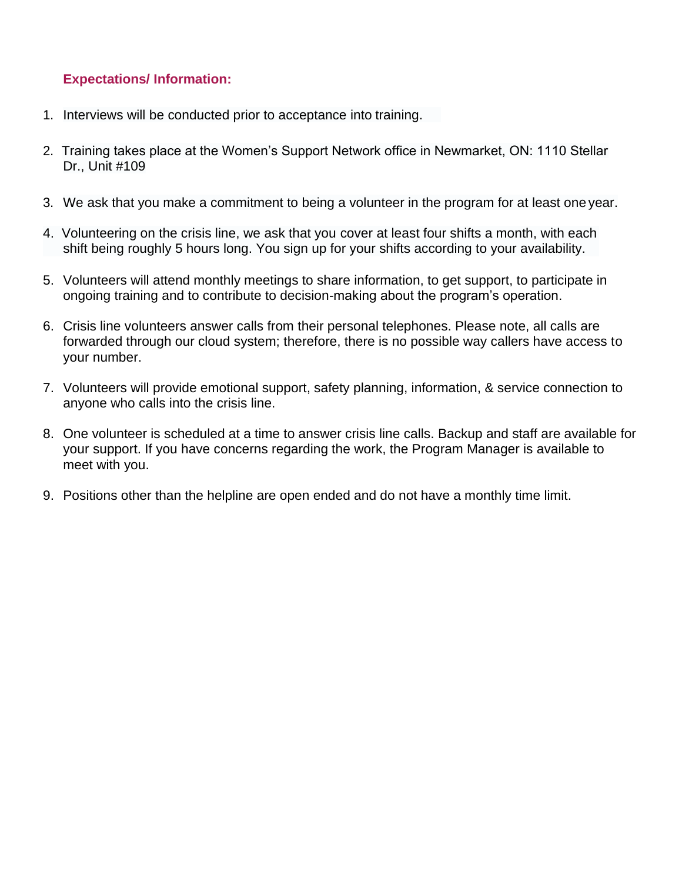**Expectations/ Information:**

1. Interviews will be conducted prior to acceptance into training.
2. Training takes place at the Women's Support Network office in Newmarket, ON: 1110 Stellar Dr., Unit #109
3. We ask that you make a commitment to being a volunteer in the program for at least one year.
4. Volunteering on the crisis line, we ask that you cover at least four shifts a month, with each shift being roughly 5 hours long. You sign up for your shifts according to your availability.
5. Volunteers will attend monthly meetings to share information, to get support, to participate in ongoing training and to contribute to decision-making about the program's operation.
6. Crisis line volunteers answer calls from their personal telephones. Please note, all calls are forwarded through our cloud system; therefore, there is no possible way callers have access to your number.
7. Volunteers will provide emotional support, safety planning, information, & service connection to anyone who calls into the crisis line.
8. One volunteer is scheduled at a time to answer crisis line calls. Backup and staff are available for your support. If you have concerns regarding the work, the Program Manager is available to meet with you.
9. Positions other than the helpline are open ended and do not have a monthly time limit.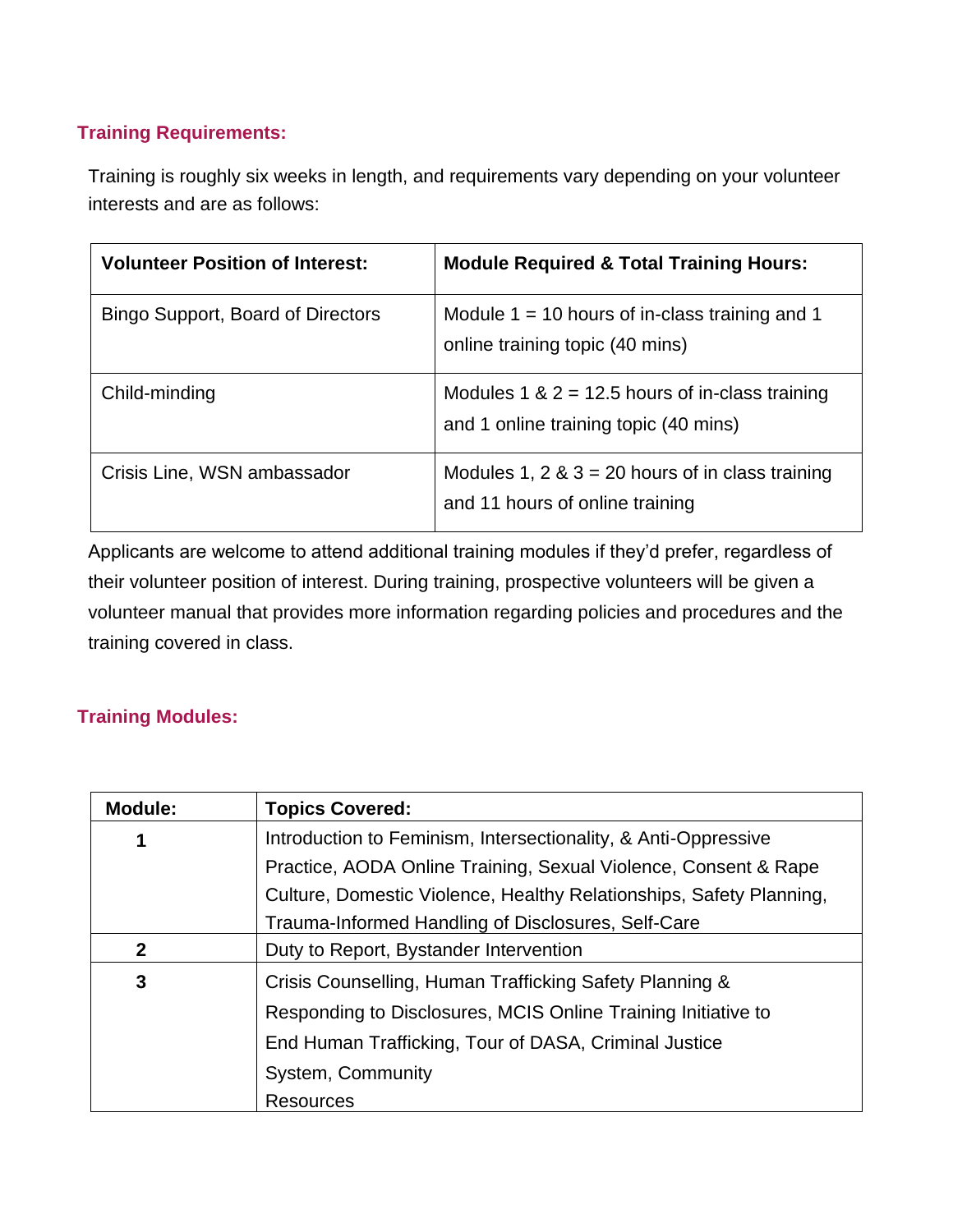## Training Requirements:

Training is roughly six weeks in length, and requirements vary depending on your volunteer interests and are as follows:

| Volunteer Position of Interest: | Module Required & Total Training Hours: |
|---|---|
| Bingo Support, Board of Directors | Module 1 = 10 hours of in-class training and 1 online training topic (40 mins) |
| Child-minding | Modules 1 & 2 = 12.5 hours of in-class training and 1 online training topic (40 mins) |
| Crisis Line, WSN ambassador | Modules 1, 2 & 3 = 20 hours of in class training and 11 hours of online training |

Applicants are welcome to attend additional training modules if they'd prefer, regardless of their volunteer position of interest. During training, prospective volunteers will be given a volunteer manual that provides more information regarding policies and procedures and the training covered in class.

## Training Modules:

| Module: | Topics Covered: |
|---|---|
| 1 | Introduction to Feminism, Intersectionality, & Anti-Oppressive Practice, AODA Online Training, Sexual Violence, Consent & Rape Culture, Domestic Violence, Healthy Relationships, Safety Planning, Trauma-Informed Handling of Disclosures, Self-Care |
| 2 | Duty to Report, Bystander Intervention |
| 3 | Crisis Counselling, Human Trafficking Safety Planning & Responding to Disclosures, MCIS Online Training Initiative to End Human Trafficking, Tour of DASA, Criminal Justice System, Community Resources |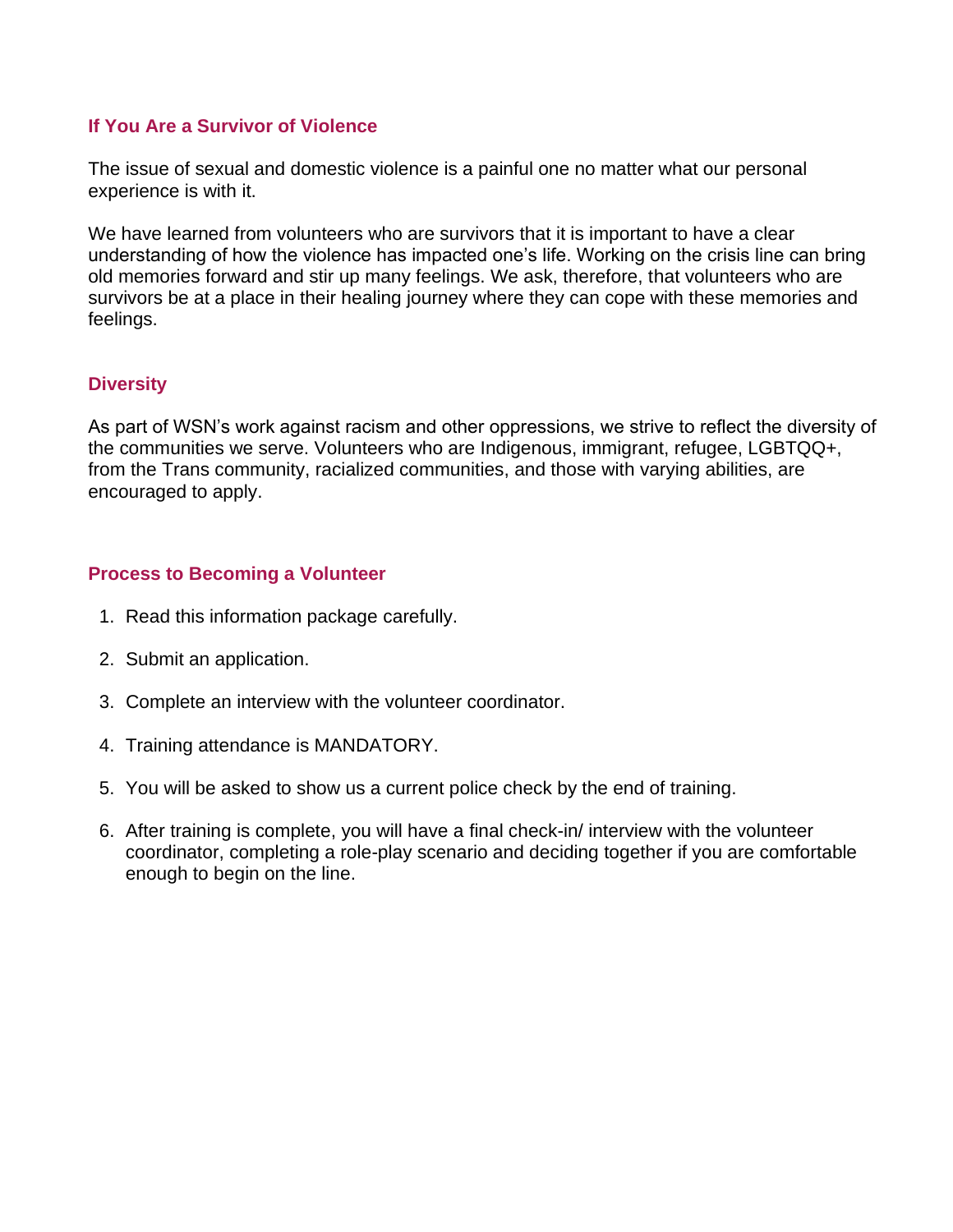## If You Are a Survivor of Violence

The issue of sexual and domestic violence is a painful one no matter what our personal experience is with it.

We have learned from volunteers who are survivors that it is important to have a clear understanding of how the violence has impacted one's life. Working on the crisis line can bring old memories forward and stir up many feelings. We ask, therefore, that volunteers who are survivors be at a place in their healing journey where they can cope with these memories and feelings.

## Diversity

As part of WSN's work against racism and other oppressions, we strive to reflect the diversity of the communities we serve. Volunteers who are Indigenous, immigrant, refugee, LGBTQQ+, from the Trans community, racialized communities, and those with varying abilities, are encouraged to apply.

## Process to Becoming a Volunteer

1. Read this information package carefully.
2. Submit an application.
3. Complete an interview with the volunteer coordinator.
4. Training attendance is MANDATORY.
5. You will be asked to show us a current police check by the end of training.
6. After training is complete, you will have a final check-in/ interview with the volunteer coordinator, completing a role-play scenario and deciding together if you are comfortable enough to begin on the line.